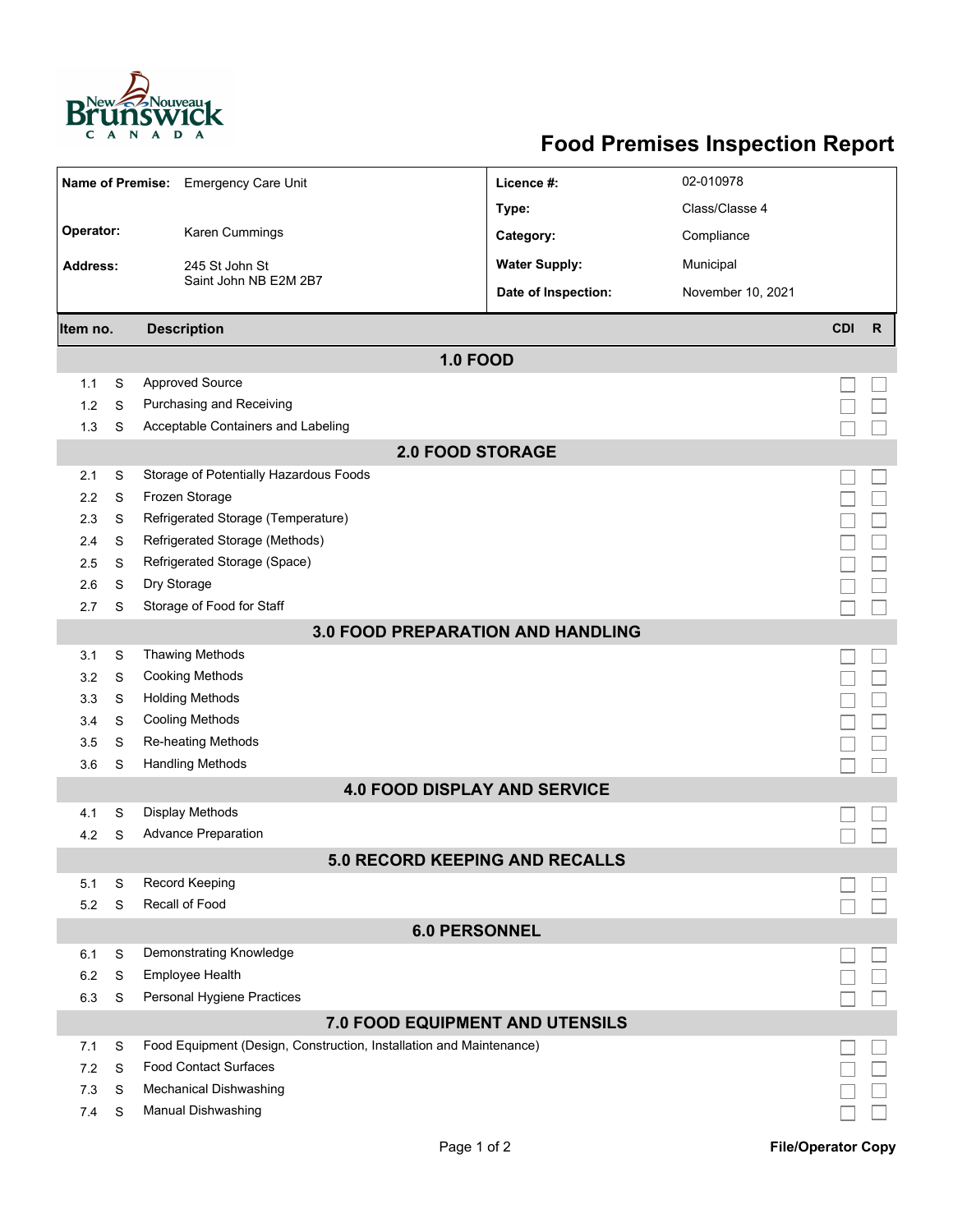# Food Premises Inspection Report

| | | | |
|---|---|---|---|
| **Name of Premise:** | Emergency Care Unit | **Licence #:** | 02-010978 |
| | | **Type:** | Class/Classe 4 |
| **Operator:** | Karen Cummings | **Category:** | Compliance |
| **Address:** | 245 St John St<br>Saint John NB E2M 2B7 | **Water Supply:** | Municipal |
| | | **Date of Inspection:** | November 10, 2021 |

| Item no. | | Description | CDI | R |
|---|---|---|---|---|
| | | **1.0 FOOD** | | |
| 1.1 | S | Approved Source | ☐ | ☐ |
| 1.2 | S | Purchasing and Receiving | ☐ | ☐ |
| 1.3 | S | Acceptable Containers and Labeling | ☐ | ☐ |
| | | **2.0 FOOD STORAGE** | | |
| 2.1 | S | Storage of Potentially Hazardous Foods | ☐ | ☐ |
| 2.2 | S | Frozen Storage | ☐ | ☐ |
| 2.3 | S | Refrigerated Storage (Temperature) | ☐ | ☐ |
| 2.4 | S | Refrigerated Storage (Methods) | ☐ | ☐ |
| 2.5 | S | Refrigerated Storage (Space) | ☐ | ☐ |
| 2.6 | S | Dry Storage | ☐ | ☐ |
| 2.7 | S | Storage of Food for Staff | ☐ | ☐ |
| | | **3.0 FOOD PREPARATION AND HANDLING** | | |
| 3.1 | S | Thawing Methods | ☐ | ☐ |
| 3.2 | S | Cooking Methods | ☐ | ☐ |
| 3.3 | S | Holding Methods | ☐ | ☐ |
| 3.4 | S | Cooling Methods | ☐ | ☐ |
| 3.5 | S | Re-heating Methods | ☐ | ☐ |
| 3.6 | S | Handling Methods | ☐ | ☐ |
| | | **4.0 FOOD DISPLAY AND SERVICE** | | |
| 4.1 | S | Display Methods | ☐ | ☐ |
| 4.2 | S | Advance Preparation | ☐ | ☐ |
| | | **5.0 RECORD KEEPING AND RECALLS** | | |
| 5.1 | S | Record Keeping | ☐ | ☐ |
| 5.2 | S | Recall of Food | ☐ | ☐ |
| | | **6.0 PERSONNEL** | | |
| 6.1 | S | Demonstrating Knowledge | ☐ | ☐ |
| 6.2 | S | Employee Health | ☐ | ☐ |
| 6.3 | S | Personal Hygiene Practices | ☐ | ☐ |
| | | **7.0 FOOD EQUIPMENT AND UTENSILS** | | |
| 7.1 | S | Food Equipment (Design, Construction, Installation and Maintenance) | ☐ | ☐ |
| 7.2 | S | Food Contact Surfaces | ☐ | ☐ |
| 7.3 | S | Mechanical Dishwashing | ☐ | ☐ |
| 7.4 | S | Manual Dishwashing | ☐ | ☐ |

File/Operator Copy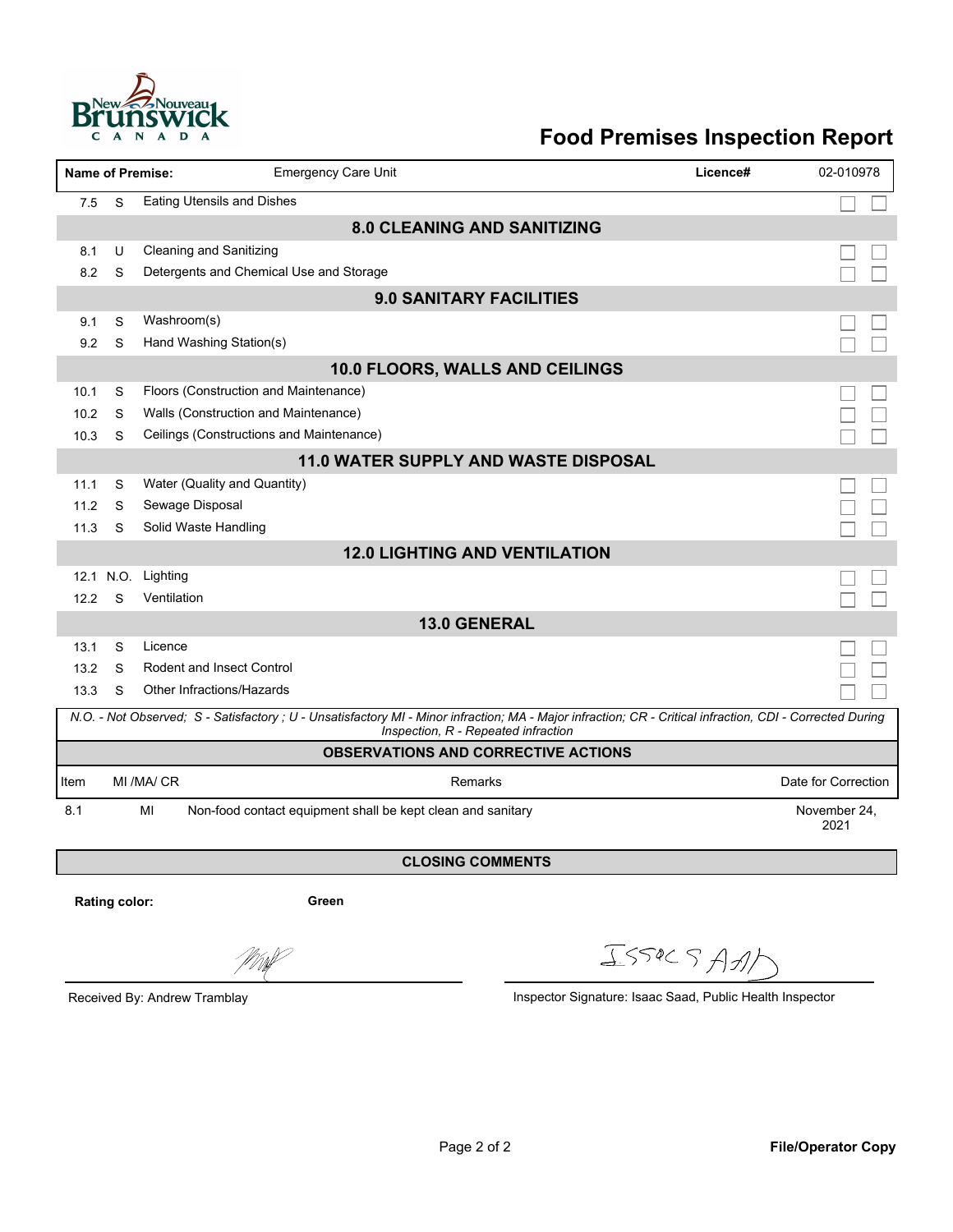# Food Premises Inspection Report

| Name of Premise: | Emergency Care Unit | Licence# | 02-010978 |
|---|---|---|---|

| | | | | |
|---|---|---|---|---|
| 7.5 | S | Eating Utensils and Dishes | | |
| **8.0 CLEANING AND SANITIZING** | | | | |
| 8.1 | U | Cleaning and Sanitizing | | |
| 8.2 | S | Detergents and Chemical Use and Storage | | |
| **9.0 SANITARY FACILITIES** | | | | |
| 9.1 | S | Washroom(s) | | |
| 9.2 | S | Hand Washing Station(s) | | |
| **10.0 FLOORS, WALLS AND CEILINGS** | | | | |
| 10.1 | S | Floors (Construction and Maintenance) | | |
| 10.2 | S | Walls (Construction and Maintenance) | | |
| 10.3 | S | Ceilings (Constructions and Maintenance) | | |
| **11.0 WATER SUPPLY AND WASTE DISPOSAL** | | | | |
| 11.1 | S | Water (Quality and Quantity) | | |
| 11.2 | S | Sewage Disposal | | |
| 11.3 | S | Solid Waste Handling | | |
| **12.0 LIGHTING AND VENTILATION** | | | | |
| 12.1 | N.O. | Lighting | | |
| 12.2 | S | Ventilation | | |
| **13.0 GENERAL** | | | | |
| 13.1 | S | Licence | | |
| 13.2 | S | Rodent and Insect Control | | |
| 13.3 | S | Other Infractions/Hazards | | |

*N.O. - Not Observed; S - Satisfactory ; U - Unsatisfactory MI - Minor infraction; MA - Major infraction; CR - Critical infraction, CDI - Corrected During Inspection, R - Repeated infraction*

## OBSERVATIONS AND CORRECTIVE ACTIONS

| Item | MI /MA/ CR | Remarks | Date for Correction |
|---|---|---|---|
| 8.1 | MI | Non-food contact equipment shall be kept clean and sanitary | November 24, 2021 |

## CLOSING COMMENTS

**Rating color:** **Green**

Received By: Andrew Tramblay

Inspector Signature: Isaac Saad, Public Health Inspector

**File/Operator Copy**